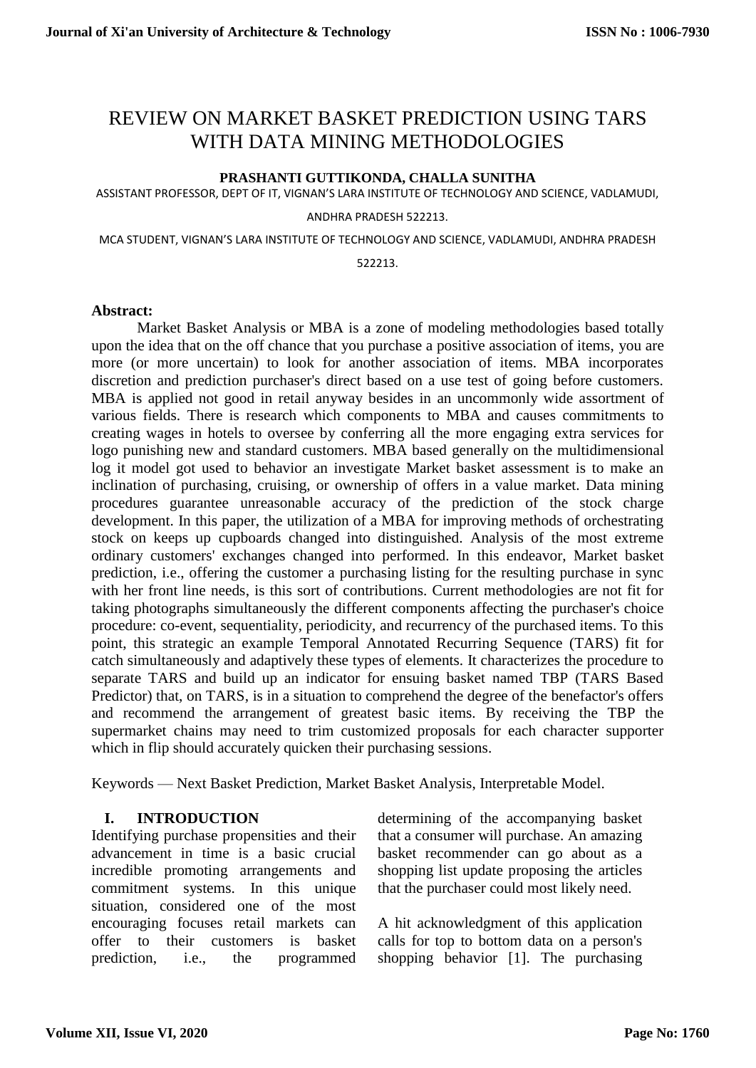# REVIEW ON MARKET BASKET PREDICTION USING TARS WITH DATA MINING METHODOLOGIES

**PRASHANTI GUTTIKONDA, CHALLA SUNITHA**

ASSISTANT PROFESSOR, DEPT OF IT, VIGNAN'S LARA INSTITUTE OF TECHNOLOGY AND SCIENCE, VADLAMUDI, ANDHRA PRADESH 522213.

MCA STUDENT, VIGNAN'S LARA INSTITUTE OF TECHNOLOGY AND SCIENCE, VADLAMUDI, ANDHRA PRADESH 522213.

**Abstract:**

Market Basket Analysis or MBA is a zone of modeling methodologies based totally upon the idea that on the off chance that you purchase a positive association of items, you are more (or more uncertain) to look for another association of items. MBA incorporates discretion and prediction purchaser's direct based on a use test of going before customers. MBA is applied not good in retail anyway besides in an uncommonly wide assortment of various fields. There is research which components to MBA and causes commitments to creating wages in hotels to oversee by conferring all the more engaging extra services for logo punishing new and standard customers. MBA based generally on the multidimensional log it model got used to behavior an investigate Market basket assessment is to make an inclination of purchasing, cruising, or ownership of offers in a value market. Data mining procedures guarantee unreasonable accuracy of the prediction of the stock charge development. In this paper, the utilization of a MBA for improving methods of orchestrating stock on keeps up cupboards changed into distinguished. Analysis of the most extreme ordinary customers' exchanges changed into performed. In this endeavor, Market basket prediction, i.e., offering the customer a purchasing listing for the resulting purchase in sync with her front line needs, is this sort of contributions. Current methodologies are not fit for taking photographs simultaneously the different components affecting the purchaser's choice procedure: co-event, sequentiality, periodicity, and recurrency of the purchased items. To this point, this strategic an example Temporal Annotated Recurring Sequence (TARS) fit for catch simultaneously and adaptively these types of elements. It characterizes the procedure to separate TARS and build up an indicator for ensuing basket named TBP (TARS Based Predictor) that, on TARS, is in a situation to comprehend the degree of the benefactor's offers and recommend the arrangement of greatest basic items. By receiving the TBP the supermarket chains may need to trim customized proposals for each character supporter which in flip should accurately quicken their purchasing sessions.

Keywords — Next Basket Prediction, Market Basket Analysis, Interpretable Model.

## I. INTRODUCTION

Identifying purchase propensities and their advancement in time is a basic crucial incredible promoting arrangements and commitment systems. In this unique situation, considered one of the most encouraging focuses retail markets can offer to their customers is basket prediction, i.e., the programmed determining of the accompanying basket that a consumer will purchase. An amazing basket recommender can go about as a shopping list update proposing the articles that the purchaser could most likely need.

A hit acknowledgment of this application calls for top to bottom data on a person's shopping behavior [1]. The purchasing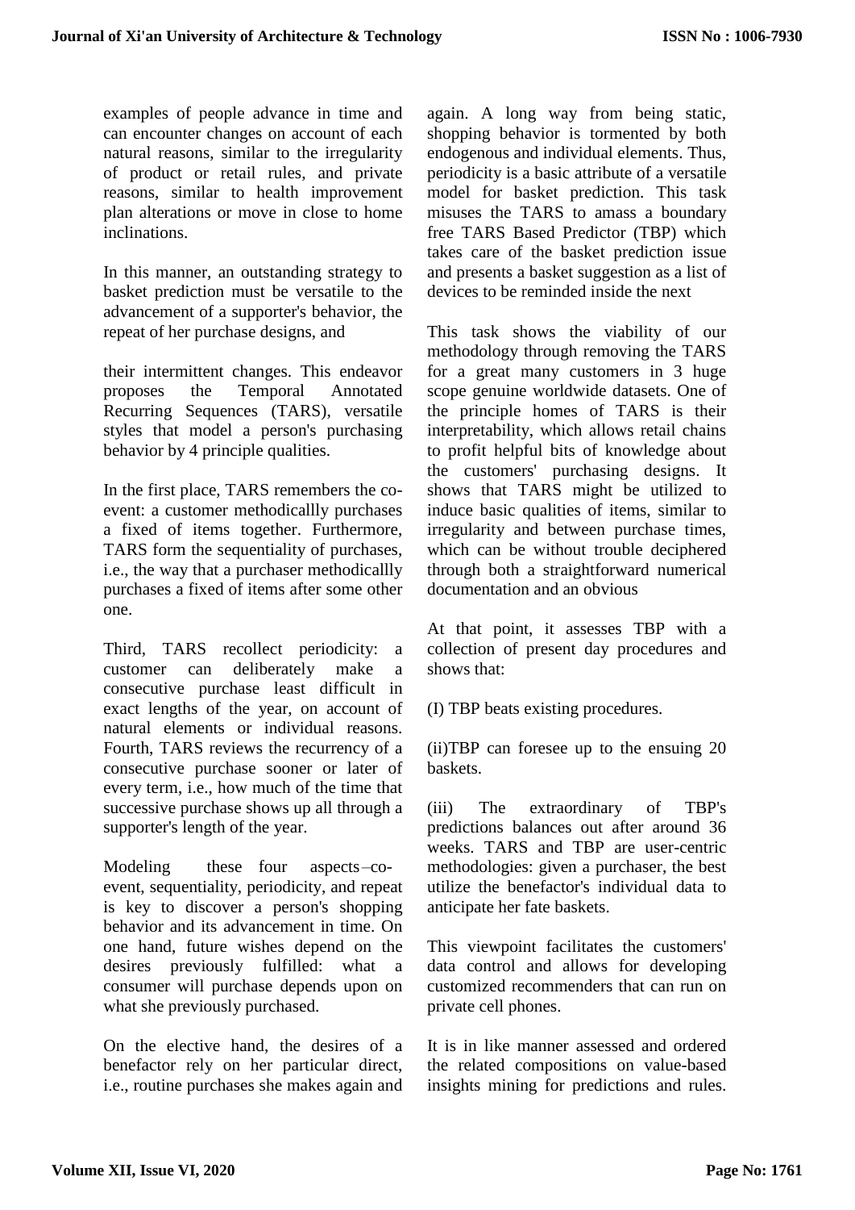examples of people advance in time and can encounter changes on account of each natural reasons, similar to the irregularity of product or retail rules, and private reasons, similar to health improvement plan alterations or move in close to home inclinations.

In this manner, an outstanding strategy to basket prediction must be versatile to the advancement of a supporter's behavior, the repeat of her purchase designs, and

their intermittent changes. This endeavor proposes the Temporal Annotated Recurring Sequences (TARS), versatile styles that model a person's purchasing behavior by 4 principle qualities.

In the first place, TARS remembers the co-event: a customer methodicallly purchases a fixed of items together. Furthermore, TARS form the sequentiality of purchases, i.e., the way that a purchaser methodicallly purchases a fixed of items after some other one.

Third, TARS recollect periodicity: a customer can deliberately make a consecutive purchase least difficult in exact lengths of the year, on account of natural elements or individual reasons. Fourth, TARS reviews the recurrency of a consecutive purchase sooner or later of every term, i.e., how much of the time that successive purchase shows up all through a supporter's length of the year.

Modeling these four aspects –co-event, sequentiality, periodicity, and repeat is key to discover a person's shopping behavior and its advancement in time. On one hand, future wishes depend on the desires previously fulfilled: what a consumer will purchase depends upon on what she previously purchased.

On the elective hand, the desires of a benefactor rely on her particular direct, i.e., routine purchases she makes again and again. A long way from being static, shopping behavior is tormented by both endogenous and individual elements. Thus, periodicity is a basic attribute of a versatile model for basket prediction. This task misuses the TARS to amass a boundary free TARS Based Predictor (TBP) which takes care of the basket prediction issue and presents a basket suggestion as a list of devices to be reminded inside the next

This task shows the viability of our methodology through removing the TARS for a great many customers in 3 huge scope genuine worldwide datasets. One of the principle homes of TARS is their interpretability, which allows retail chains to profit helpful bits of knowledge about the customers' purchasing designs. It shows that TARS might be utilized to induce basic qualities of items, similar to irregularity and between purchase times, which can be without trouble deciphered through both a straightforward numerical documentation and an obvious

At that point, it assesses TBP with a collection of present day procedures and shows that:

(I) TBP beats existing procedures.

(ii)TBP can foresee up to the ensuing 20 baskets.

(iii) The extraordinary of TBP's predictions balances out after around 36 weeks. TARS and TBP are user-centric methodologies: given a purchaser, the best utilize the benefactor's individual data to anticipate her fate baskets.

This viewpoint facilitates the customers' data control and allows for developing customized recommenders that can run on private cell phones.

It is in like manner assessed and ordered the related compositions on value-based insights mining for predictions and rules.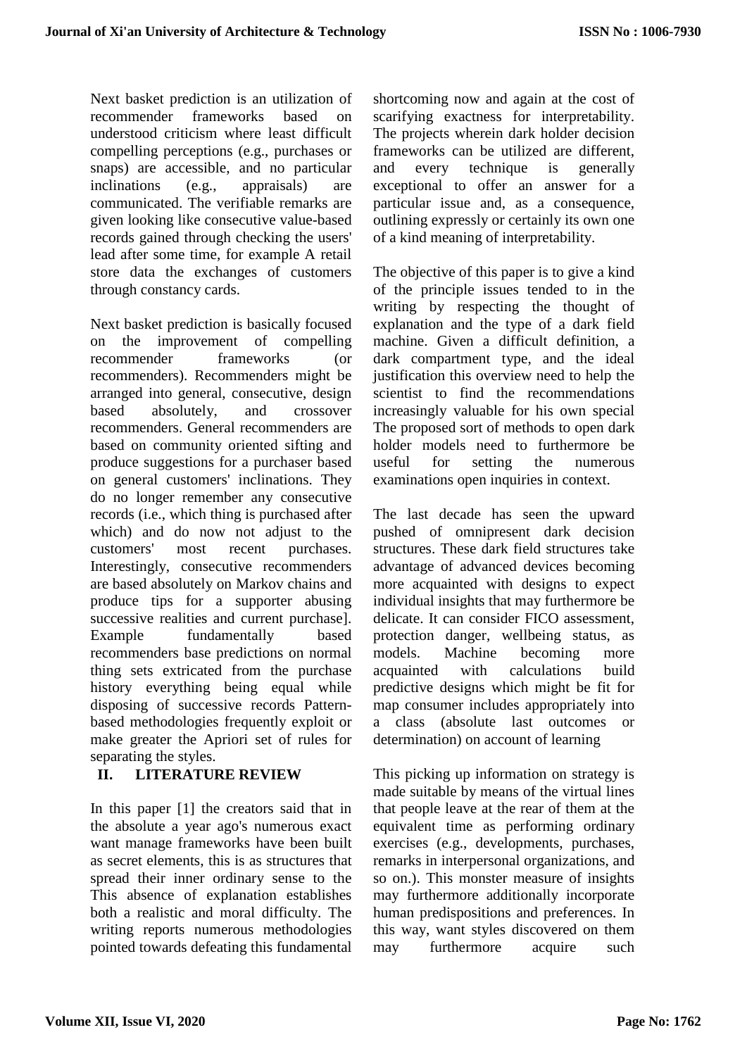Next basket prediction is an utilization of recommender frameworks based on understood criticism where least difficult compelling perceptions (e.g., purchases or snaps) are accessible, and no particular inclinations (e.g., appraisals) are communicated. The verifiable remarks are given looking like consecutive value-based records gained through checking the users' lead after some time, for example A retail store data the exchanges of customers through constancy cards.

Next basket prediction is basically focused on the improvement of compelling recommender frameworks (or recommenders). Recommenders might be arranged into general, consecutive, design based absolutely, and crossover recommenders. General recommenders are based on community oriented sifting and produce suggestions for a purchaser based on general customers' inclinations. They do no longer remember any consecutive records (i.e., which thing is purchased after which) and do now not adjust to the customers' most recent purchases. Interestingly, consecutive recommenders are based absolutely on Markov chains and produce tips for a supporter abusing successive realities and current purchase]. Example fundamentally based recommenders base predictions on normal thing sets extricated from the purchase history everything being equal while disposing of successive records Pattern-based methodologies frequently exploit or make greater the Apriori set of rules for separating the styles.

## II. LITERATURE REVIEW

In this paper [1] the creators said that in the absolute a year ago's numerous exact want manage frameworks have been built as secret elements, this is as structures that spread their inner ordinary sense to the This absence of explanation establishes both a realistic and moral difficulty. The writing reports numerous methodologies pointed towards defeating this fundamental shortcoming now and again at the cost of scarifying exactness for interpretability. The projects wherein dark holder decision frameworks can be utilized are different, and every technique is generally exceptional to offer an answer for a particular issue and, as a consequence, outlining expressly or certainly its own one of a kind meaning of interpretability.

The objective of this paper is to give a kind of the principle issues tended to in the writing by respecting the thought of explanation and the type of a dark field machine. Given a difficult definition, a dark compartment type, and the ideal justification this overview need to help the scientist to find the recommendations increasingly valuable for his own special The proposed sort of methods to open dark holder models need to furthermore be useful for setting the numerous examinations open inquiries in context.

The last decade has seen the upward pushed of omnipresent dark decision structures. These dark field structures take advantage of advanced devices becoming more acquainted with designs to expect individual insights that may furthermore be delicate. It can consider FICO assessment, protection danger, wellbeing status, as models. Machine becoming more acquainted with calculations build predictive designs which might be fit for map consumer includes appropriately into a class (absolute last outcomes or determination) on account of learning

This picking up information on strategy is made suitable by means of the virtual lines that people leave at the rear of them at the equivalent time as performing ordinary exercises (e.g., developments, purchases, remarks in interpersonal organizations, and so on.). This monster measure of insights may furthermore additionally incorporate human predispositions and preferences. In this way, want styles discovered on them may furthermore acquire such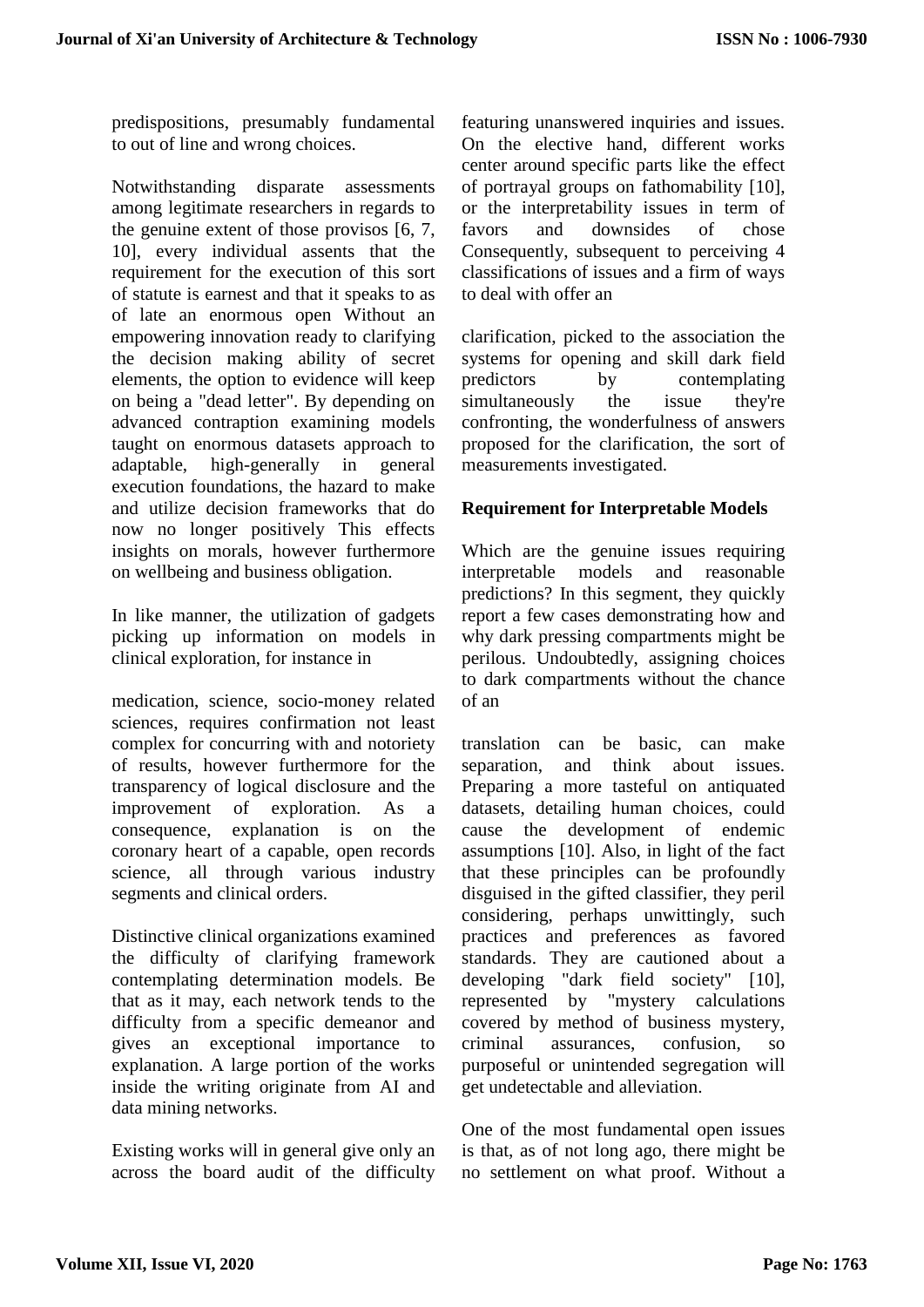predispositions, presumably fundamental to out of line and wrong choices.

Notwithstanding disparate assessments among legitimate researchers in regards to the genuine extent of those provisos [6, 7, 10], every individual assents that the requirement for the execution of this sort of statute is earnest and that it speaks to as of late an enormous open Without an empowering innovation ready to clarifying the decision making ability of secret elements, the option to evidence will keep on being a "dead letter". By depending on advanced contraption examining models taught on enormous datasets approach to adaptable, high-generally in general execution foundations, the hazard to make and utilize decision frameworks that do now no longer positively This effects insights on morals, however furthermore on wellbeing and business obligation.

In like manner, the utilization of gadgets picking up information on models in clinical exploration, for instance in

medication, science, socio-money related sciences, requires confirmation not least complex for concurring with and notoriety of results, however furthermore for the transparency of logical disclosure and the improvement of exploration. As a consequence, explanation is on the coronary heart of a capable, open records science, all through various industry segments and clinical orders.

Distinctive clinical organizations examined the difficulty of clarifying framework contemplating determination models. Be that as it may, each network tends to the difficulty from a specific demeanor and gives an exceptional importance to explanation. A large portion of the works inside the writing originate from AI and data mining networks.

Existing works will in general give only an across the board audit of the difficulty featuring unanswered inquiries and issues. On the elective hand, different works center around specific parts like the effect of portrayal groups on fathomability [10], or the interpretability issues in term of favors and downsides of chose Consequently, subsequent to perceiving 4 classifications of issues and a firm of ways to deal with offer an

clarification, picked to the association the systems for opening and skill dark field predictors by contemplating simultaneously the issue they're confronting, the wonderfulness of answers proposed for the clarification, the sort of measurements investigated.

**Requirement for Interpretable Models**

Which are the genuine issues requiring interpretable models and reasonable predictions? In this segment, they quickly report a few cases demonstrating how and why dark pressing compartments might be perilous. Undoubtedly, assigning choices to dark compartments without the chance of an

translation can be basic, can make separation, and think about issues. Preparing a more tasteful on antiquated datasets, detailing human choices, could cause the development of endemic assumptions [10]. Also, in light of the fact that these principles can be profoundly disguised in the gifted classifier, they peril considering, perhaps unwittingly, such practices and preferences as favored standards. They are cautioned about a developing "dark field society" [10], represented by "mystery calculations covered by method of business mystery, criminal assurances, confusion, so purposeful or unintended segregation will get undetectable and alleviation.

One of the most fundamental open issues is that, as of not long ago, there might be no settlement on what proof. Without a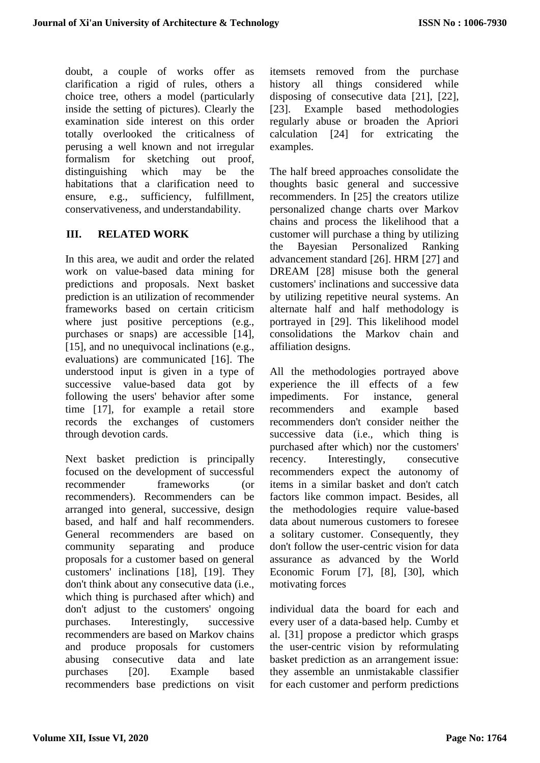doubt, a couple of works offer as clarification a rigid of rules, others a choice tree, others a model (particularly inside the setting of pictures). Clearly the examination side interest on this order totally overlooked the criticalness of perusing a well known and not irregular formalism for sketching out proof, distinguishing which may be the habitations that a clarification need to ensure, e.g., sufficiency, fulfillment, conservativeness, and understandability.

## III. RELATED WORK

In this area, we audit and order the related work on value-based data mining for predictions and proposals. Next basket prediction is an utilization of recommender frameworks based on certain criticism where just positive perceptions (e.g., purchases or snaps) are accessible [14], [15], and no unequivocal inclinations (e.g., evaluations) are communicated [16]. The understood input is given in a type of successive value-based data got by following the users' behavior after some time [17], for example a retail store records the exchanges of customers through devotion cards.

Next basket prediction is principally focused on the development of successful recommender frameworks (or recommenders). Recommenders can be arranged into general, successive, design based, and half and half recommenders. General recommenders are based on community separating and produce proposals for a customer based on general customers' inclinations [18], [19]. They don't think about any consecutive data (i.e., which thing is purchased after which) and don't adjust to the customers' ongoing purchases. Interestingly, successive recommenders are based on Markov chains and produce proposals for customers abusing consecutive data and late purchases [20]. Example based recommenders base predictions on visit itemsets removed from the purchase history all things considered while disposing of consecutive data [21], [22], [23]. Example based methodologies regularly abuse or broaden the Apriori calculation [24] for extricating the examples.

The half breed approaches consolidate the thoughts basic general and successive recommenders. In [25] the creators utilize personalized change charts over Markov chains and process the likelihood that a customer will purchase a thing by utilizing the Bayesian Personalized Ranking advancement standard [26]. HRM [27] and DREAM [28] misuse both the general customers' inclinations and successive data by utilizing repetitive neural systems. An alternate half and half methodology is portrayed in [29]. This likelihood model consolidations the Markov chain and affiliation designs.

All the methodologies portrayed above experience the ill effects of a few impediments. For instance, general recommenders and example based recommenders don't consider neither the successive data (i.e., which thing is purchased after which) nor the customers' recency. Interestingly, consecutive recommenders expect the autonomy of items in a similar basket and don't catch factors like common impact. Besides, all the methodologies require value-based data about numerous customers to foresee a solitary customer. Consequently, they don't follow the user-centric vision for data assurance as advanced by the World Economic Forum [7], [8], [30], which motivating forces

individual data the board for each and every user of a data-based help. Cumby et al. [31] propose a predictor which grasps the user-centric vision by reformulating basket prediction as an arrangement issue: they assemble an unmistakable classifier for each customer and perform predictions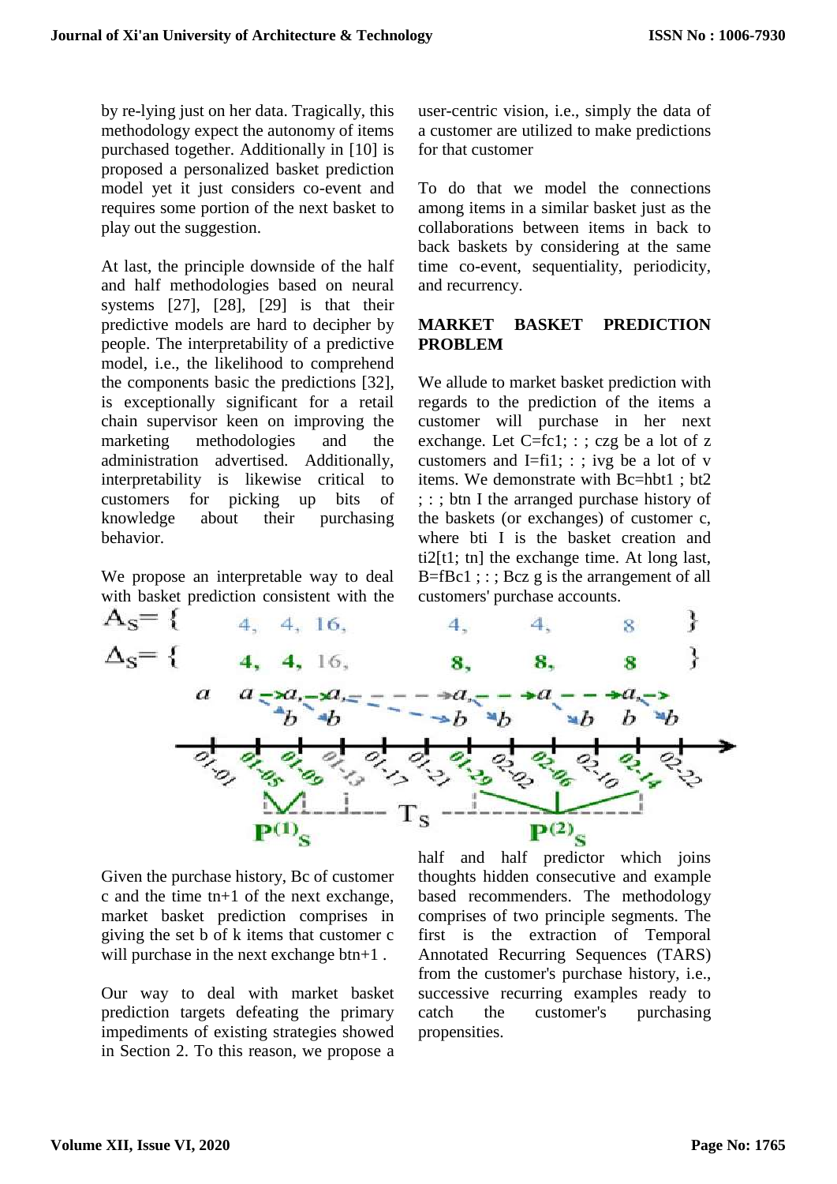by re-lying just on her data. Tragically, this methodology expect the autonomy of items purchased together. Additionally in [10] is proposed a personalized basket prediction model yet it just considers co-event and requires some portion of the next basket to play out the suggestion.

At last, the principle downside of the half and half methodologies based on neural systems [27], [28], [29] is that their predictive models are hard to decipher by people. The interpretability of a predictive model, i.e., the likelihood to comprehend the components basic the predictions [32], is exceptionally significant for a retail chain supervisor keen on improving the marketing methodologies and the administration advertised. Additionally, interpretability is likewise critical to customers for picking up bits of knowledge about their purchasing behavior.

We propose an interpretable way to deal with basket prediction consistent with the user-centric vision, i.e., simply the data of a customer are utilized to make predictions for that customer

To do that we model the connections among items in a similar basket just as the collaborations between items in back to back baskets by considering at the same time co-event, sequentiality, periodicity, and recurrency.

## MARKET BASKET PREDICTION PROBLEM

We allude to market basket prediction with regards to the prediction of the items a customer will purchase in her next exchange. Let C=fc1; : : ; czg be a lot of z customers and I=fi1; : : ; ivg be a lot of v items. We demonstrate with Bc=hbt1 ; bt2 ; : : ; btn I the arranged purchase history of the baskets (or exchanges) of customer c, where bti I is the basket creation and ti2[t1; tn] the exchange time. At long last, B=fBc1 ; : : ; Bcz g is the arrangement of all customers' purchase accounts.

$A_S = \{$ 4, 4, 16, 4, 4, 8 $\}$

$\Delta_S = \{$ 4, 4, 16, 8, 8, 8 $\}$

a a a a a a a a
b b b b b b b

01-01 01-05 01-09 01-13 01-17 01-21 01-29 02-02 02-06 02-10 02-14 02-22

$T_S$

$P^{(1)}_S$ $P^{(2)}_S$

Given the purchase history, Bc of customer c and the time tn+1 of the next exchange, market basket prediction comprises in giving the set b of k items that customer c will purchase in the next exchange btn+1 .

Our way to deal with market basket prediction targets defeating the primary impediments of existing strategies showed in Section 2. To this reason, we propose a half and half predictor which joins thoughts hidden consecutive and example based recommenders. The methodology comprises of two principle segments. The first is the extraction of Temporal Annotated Recurring Sequences (TARS) from the customer's purchase history, i.e., successive recurring examples ready to catch the customer's purchasing propensities.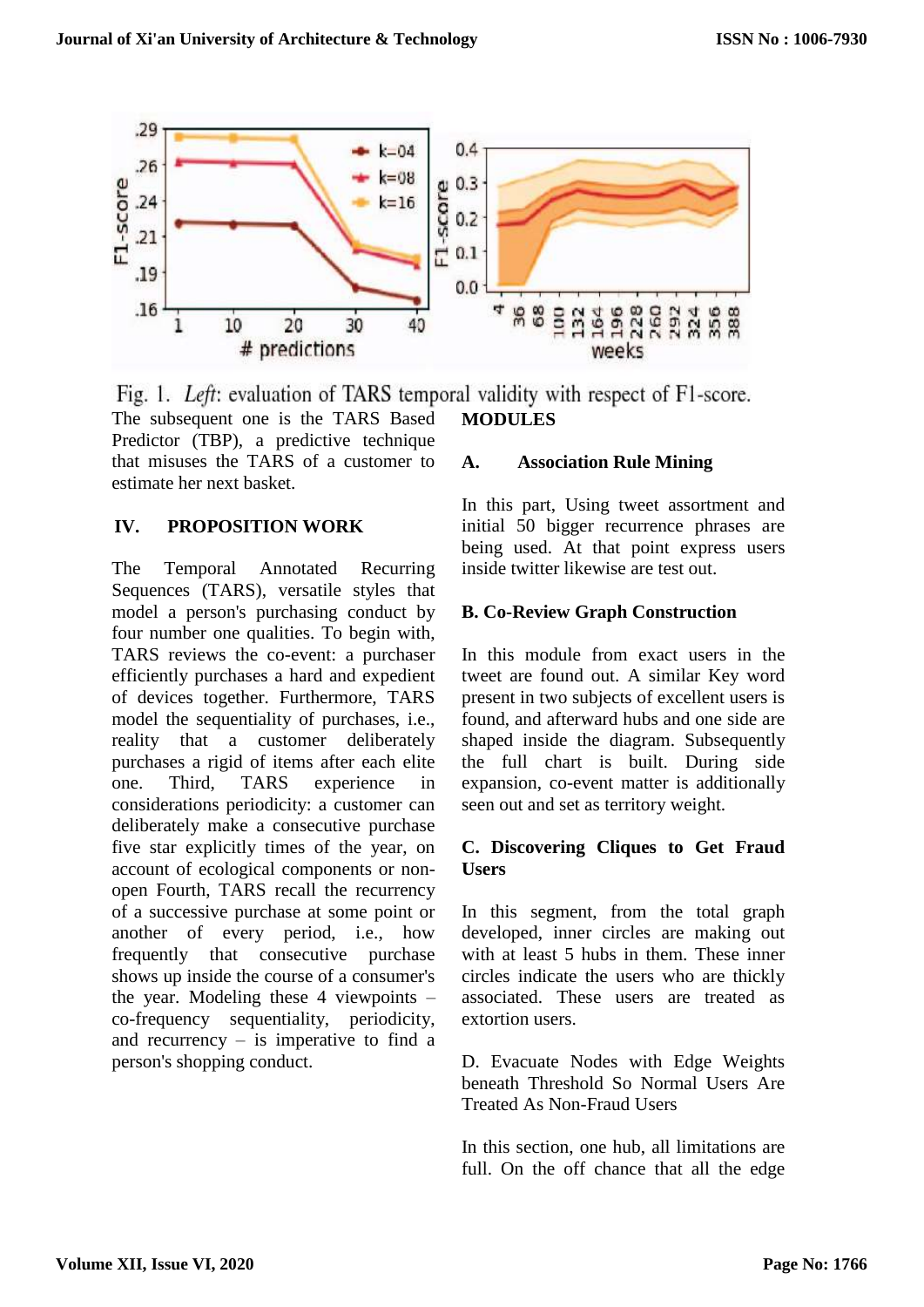.29
.26
.24
.21
.19
.16

F1-score

k=04
k=08
k=16

1 10 20 30 40

# predictions

0.4
0.3
0.2
0.1
0.0

F1-score

4 36 68 100 132 164 196 228 260 292 324 356 388

weeks

Fig. 1. *Left*: evaluation of TARS temporal validity with respect of F1-score.

The subsequent one is the TARS Based Predictor (TBP), a predictive technique that misuses the TARS of a customer to estimate her next basket.

## IV. PROPOSITION WORK

The Temporal Annotated Recurring Sequences (TARS), versatile styles that model a person's purchasing conduct by four number one qualities. To begin with, TARS reviews the co-event: a purchaser efficiently purchases a hard and expedient of devices together. Furthermore, TARS model the sequentiality of purchases, i.e., reality that a customer deliberately purchases a rigid of items after each elite one. Third, TARS experience in considerations periodicity: a customer can deliberately make a consecutive purchase five star explicitly times of the year, on account of ecological components or non-open Fourth, TARS recall the recurrency of a successive purchase at some point or another of every period, i.e., how frequently that consecutive purchase shows up inside the course of a consumer's the year. Modeling these 4 viewpoints – co-frequency sequentiality, periodicity, and recurrency – is imperative to find a person's shopping conduct.

**MODULES**

### A. Association Rule Mining

In this part, Using tweet assortment and initial 50 bigger recurrence phrases are being used. At that point express users inside twitter likewise are test out.

### B. Co-Review Graph Construction

In this module from exact users in the tweet are found out. A similar Key word present in two subjects of excellent users is found, and afterward hubs and one side are shaped inside the diagram. Subsequently the full chart is built. During side expansion, co-event matter is additionally seen out and set as territory weight.

### C. Discovering Cliques to Get Fraud Users

In this segment, from the total graph developed, inner circles are making out with at least 5 hubs in them. These inner circles indicate the users who are thickly associated. These users are treated as extortion users.

D. Evacuate Nodes with Edge Weights beneath Threshold So Normal Users Are Treated As Non-Fraud Users

In this section, one hub, all limitations are full. On the off chance that all the edge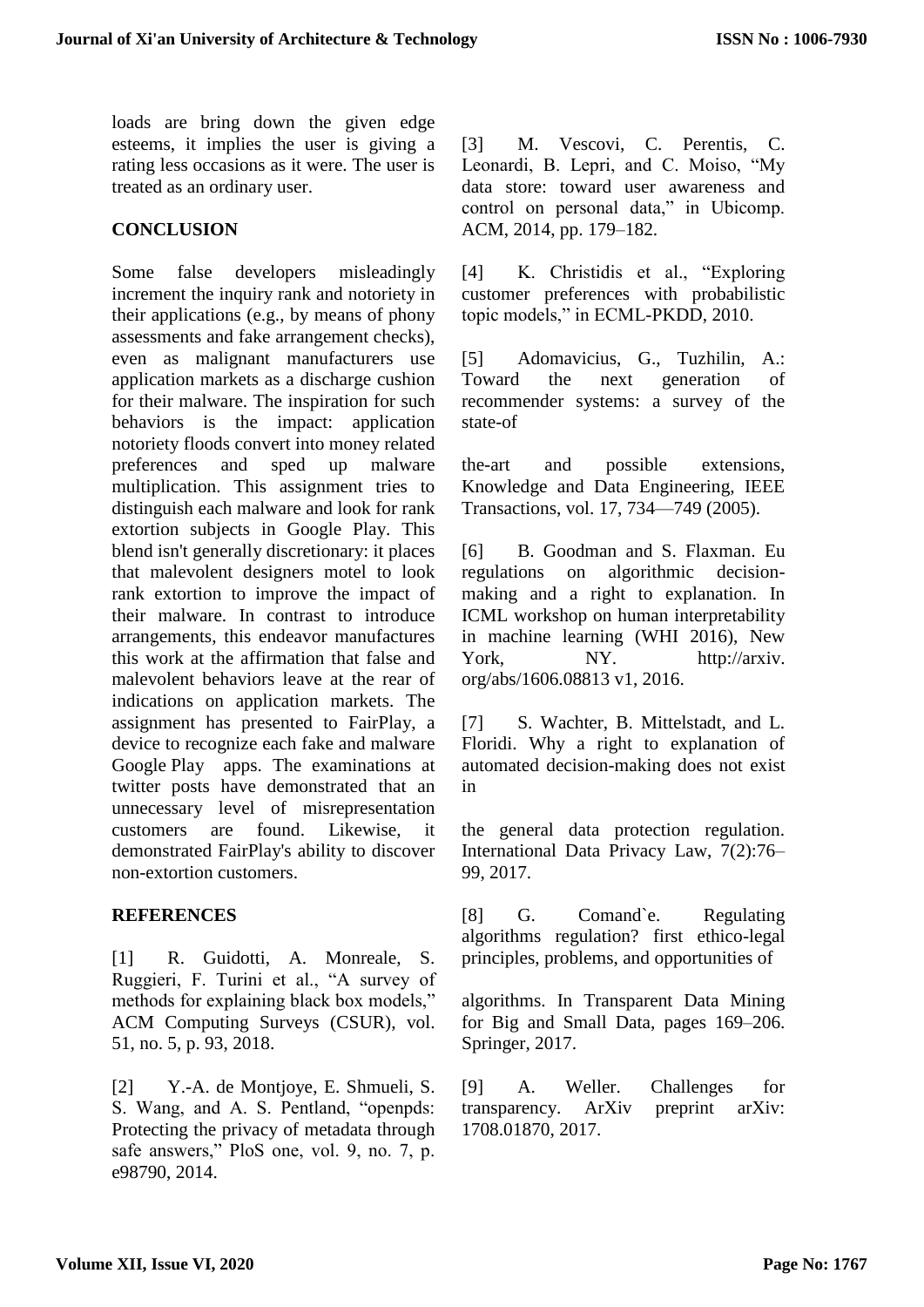loads are bring down the given edge esteems, it implies the user is giving a rating less occasions as it were. The user is treated as an ordinary user.

## CONCLUSION

Some false developers misleadingly increment the inquiry rank and notoriety in their applications (e.g., by means of phony assessments and fake arrangement checks), even as malignant manufacturers use application markets as a discharge cushion for their malware. The inspiration for such behaviors is the impact: application notoriety floods convert into money related preferences and sped up malware multiplication. This assignment tries to distinguish each malware and look for rank extortion subjects in Google Play. This blend isn't generally discretionary: it places that malevolent designers motel to look rank extortion to improve the impact of their malware. In contrast to introduce arrangements, this endeavor manufactures this work at the affirmation that false and malevolent behaviors leave at the rear of indications on application markets. The assignment has presented to FairPlay, a device to recognize each fake and malware Google Play apps. The examinations at twitter posts have demonstrated that an unnecessary level of misrepresentation customers are found. Likewise, it demonstrated FairPlay's ability to discover non-extortion customers.

## REFERENCES

[1] R. Guidotti, A. Monreale, S. Ruggieri, F. Turini et al., "A survey of methods for explaining black box models," ACM Computing Surveys (CSUR), vol. 51, no. 5, p. 93, 2018.

[2] Y.-A. de Montjoye, E. Shmueli, S. S. Wang, and A. S. Pentland, "openpds: Protecting the privacy of metadata through safe answers," PloS one, vol. 9, no. 7, p. e98790, 2014.

[3] M. Vescovi, C. Perentis, C. Leonardi, B. Lepri, and C. Moiso, "My data store: toward user awareness and control on personal data," in Ubicomp. ACM, 2014, pp. 179–182.

[4] K. Christidis et al., "Exploring customer preferences with probabilistic topic models," in ECML-PKDD, 2010.

[5] Adomavicius, G., Tuzhilin, A.: Toward the next generation of recommender systems: a survey of the state-of the-art and possible extensions, Knowledge and Data Engineering, IEEE Transactions, vol. 17, 734—749 (2005).

[6] B. Goodman and S. Flaxman. Eu regulations on algorithmic decision-making and a right to explanation. In ICML workshop on human interpretability in machine learning (WHI 2016), New York, NY. http://arxiv. org/abs/1606.08813 v1, 2016.

[7] S. Wachter, B. Mittelstadt, and L. Floridi. Why a right to explanation of automated decision-making does not exist in the general data protection regulation. International Data Privacy Law, 7(2):76–99, 2017.

[8] G. Comand`e. Regulating algorithms regulation? first ethico-legal principles, problems, and opportunities of algorithms. In Transparent Data Mining for Big and Small Data, pages 169–206. Springer, 2017.

[9] A. Weller. Challenges for transparency. ArXiv preprint arXiv: 1708.01870, 2017.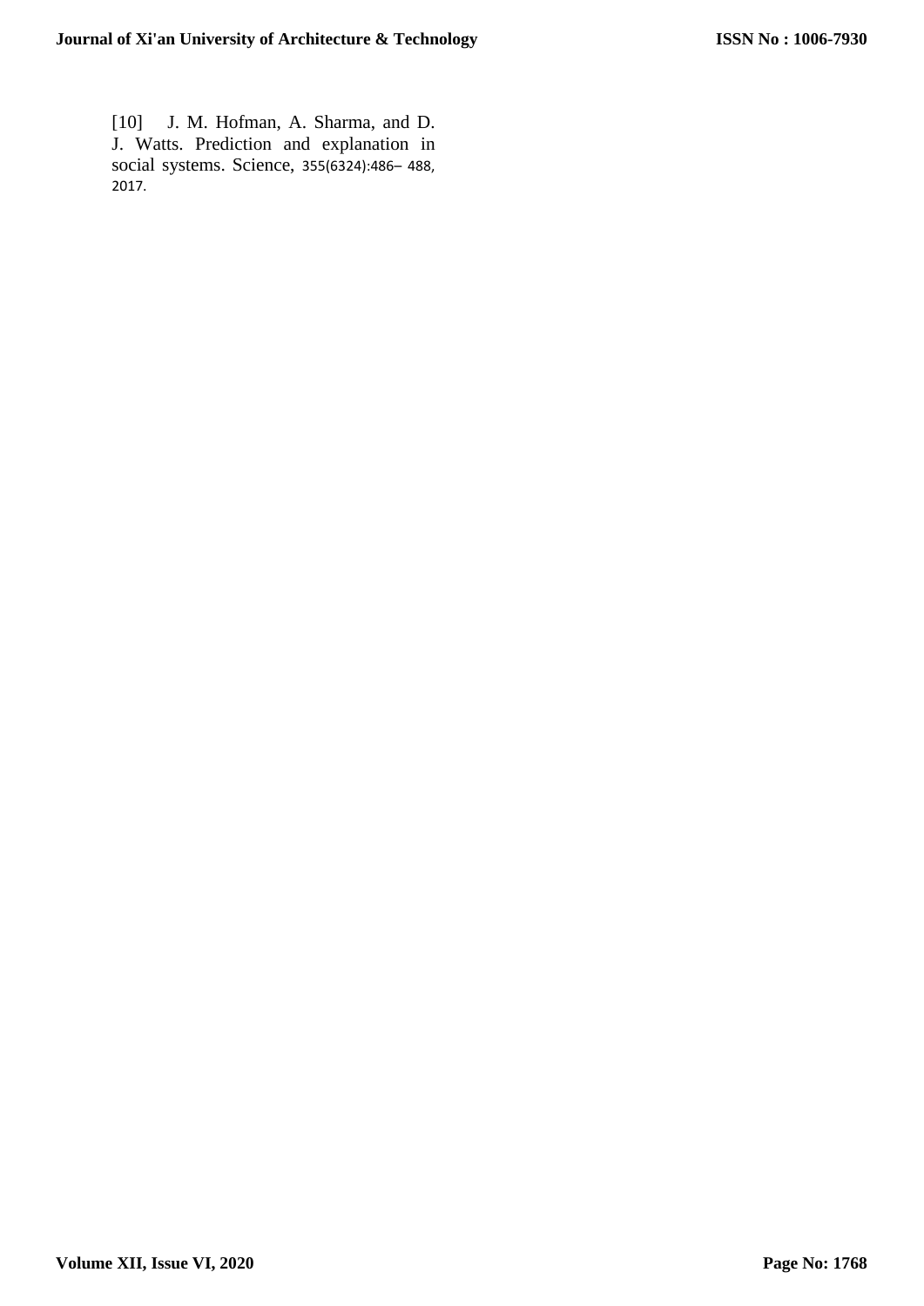[10] J. M. Hofman, A. Sharma, and D. J. Watts. Prediction and explanation in social systems. Science, 355(6324):486– 488, 2017.